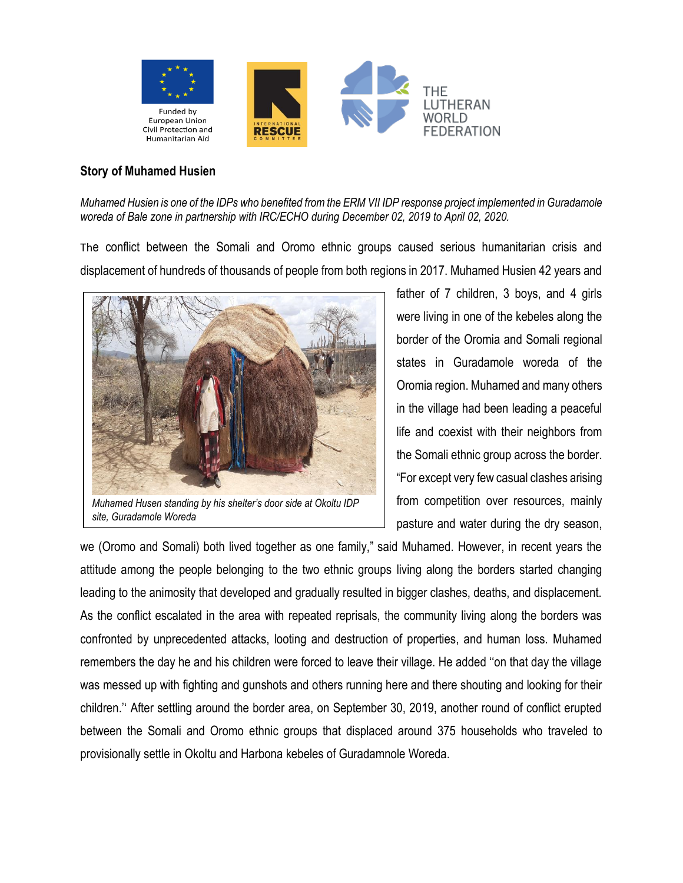Funded by European Union Civil Protection and Humanitarian Aid

INTERNATIONAL RESCUE COMMITTEE

THE LUTHERAN WORLD FEDERATION

## Story of Muhamed Husien

*Muhamed Husien is one of the IDPs who benefited from the ERM VII IDP response project implemented in Guradamole woreda of Bale zone in partnership with IRC/ECHO during December 02, 2019 to April 02, 2020.*

The conflict between the Somali and Oromo ethnic groups caused serious humanitarian crisis and displacement of hundreds of thousands of people from both regions in 2017. Muhamed Husien 42 years and father of 7 children, 3 boys, and 4 girls were living in one of the kebeles along the border of the Oromia and Somali regional states in Guradamole woreda of the Oromia region. Muhamed and many others in the village had been leading a peaceful life and coexist with their neighbors from the Somali ethnic group across the border. "For except very few casual clashes arising from competition over resources, mainly pasture and water during the dry season, we (Oromo and Somali) both lived together as one family," said Muhamed. However, in recent years the attitude among the people belonging to the two ethnic groups living along the borders started changing leading to the animosity that developed and gradually resulted in bigger clashes, deaths, and displacement. As the conflict escalated in the area with repeated reprisals, the community living along the borders was confronted by unprecedented attacks, looting and destruction of properties, and human loss. Muhamed remembers the day he and his children were forced to leave their village. He added ''on that day the village was messed up with fighting and gunshots and others running here and there shouting and looking for their children.'' After settling around the border area, on September 30, 2019, another round of conflict erupted between the Somali and Oromo ethnic groups that displaced around 375 households who traveled to provisionally settle in Okoltu and Harbona kebeles of Guradamnole Woreda.

*Muhamed Husen standing by his shelter's door side at Okoltu IDP site, Guradamole Woreda*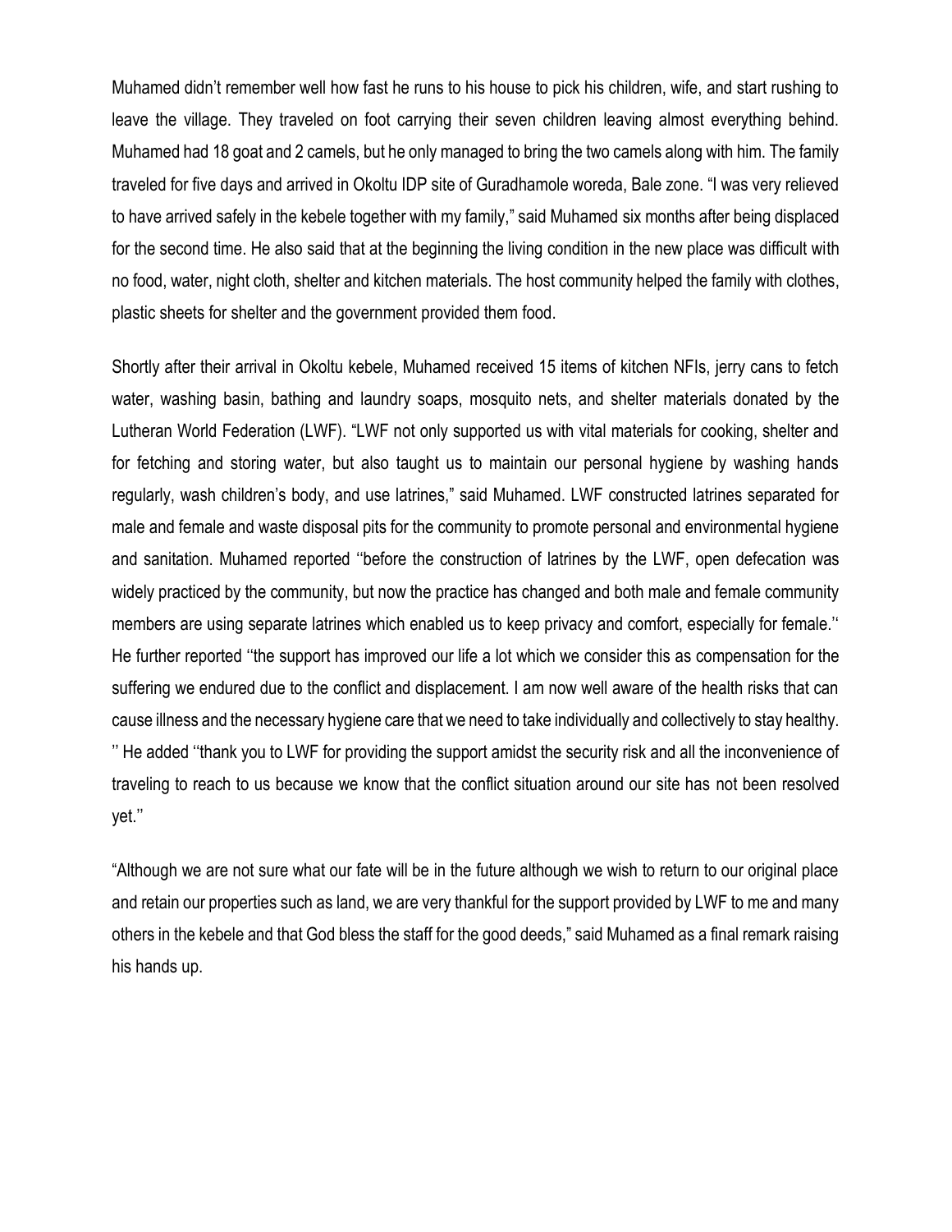Muhamed didn't remember well how fast he runs to his house to pick his children, wife, and start rushing to leave the village. They traveled on foot carrying their seven children leaving almost everything behind. Muhamed had 18 goat and 2 camels, but he only managed to bring the two camels along with him. The family traveled for five days and arrived in Okoltu IDP site of Guradhamole woreda, Bale zone. "I was very relieved to have arrived safely in the kebele together with my family," said Muhamed six months after being displaced for the second time. He also said that at the beginning the living condition in the new place was difficult with no food, water, night cloth, shelter and kitchen materials. The host community helped the family with clothes, plastic sheets for shelter and the government provided them food.

Shortly after their arrival in Okoltu kebele, Muhamed received 15 items of kitchen NFIs, jerry cans to fetch water, washing basin, bathing and laundry soaps, mosquito nets, and shelter materials donated by the Lutheran World Federation (LWF). "LWF not only supported us with vital materials for cooking, shelter and for fetching and storing water, but also taught us to maintain our personal hygiene by washing hands regularly, wash children's body, and use latrines," said Muhamed. LWF constructed latrines separated for male and female and waste disposal pits for the community to promote personal and environmental hygiene and sanitation. Muhamed reported ''before the construction of latrines by the LWF, open defecation was widely practiced by the community, but now the practice has changed and both male and female community members are using separate latrines which enabled us to keep privacy and comfort, especially for female.'' He further reported ''the support has improved our life a lot which we consider this as compensation for the suffering we endured due to the conflict and displacement. I am now well aware of the health risks that can cause illness and the necessary hygiene care that we need to take individually and collectively to stay healthy.'' He added ''thank you to LWF for providing the support amidst the security risk and all the inconvenience of traveling to reach to us because we know that the conflict situation around our site has not been resolved yet.''

"Although we are not sure what our fate will be in the future although we wish to return to our original place and retain our properties such as land, we are very thankful for the support provided by LWF to me and many others in the kebele and that God bless the staff for the good deeds," said Muhamed as a final remark raising his hands up.